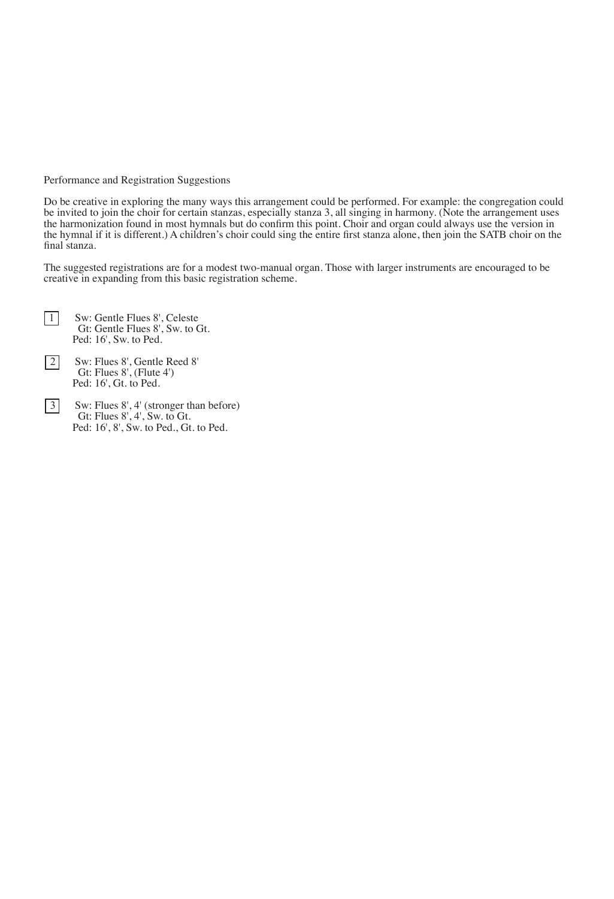## Performance and Registration Suggestions

Do be creative in exploring the many ways this arrangement could be performed. For example: the congregation could be invited to join the choir for certain stanzas, especially stanza 3, all singing in harmony. (Note the arrangement uses the harmonization found in most hymnals but do confirm this point. Choir and organ could always use the version in the hymnal if it is different.) A children's choir could sing the entire first stanza alone, then join the SATB choir on the final stanza.

The suggested registrations are for a modest two-manual organ. Those with larger instruments are encouraged to be creative in expanding from this basic registration scheme.

**1**
Sw: Gentle Flues 8', Celeste
Gt: Gentle Flues 8', Sw. to Gt.
Ped: 16', Sw. to Ped.

**2**
Sw: Flues 8', Gentle Reed 8'
Gt: Flues 8', (Flute 4')
Ped: 16', Gt. to Ped.

**3**
Sw: Flues 8', 4' (stronger than before)
Gt: Flues 8', 4', Sw. to Gt.
Ped: 16', 8', Sw. to Ped., Gt. to Ped.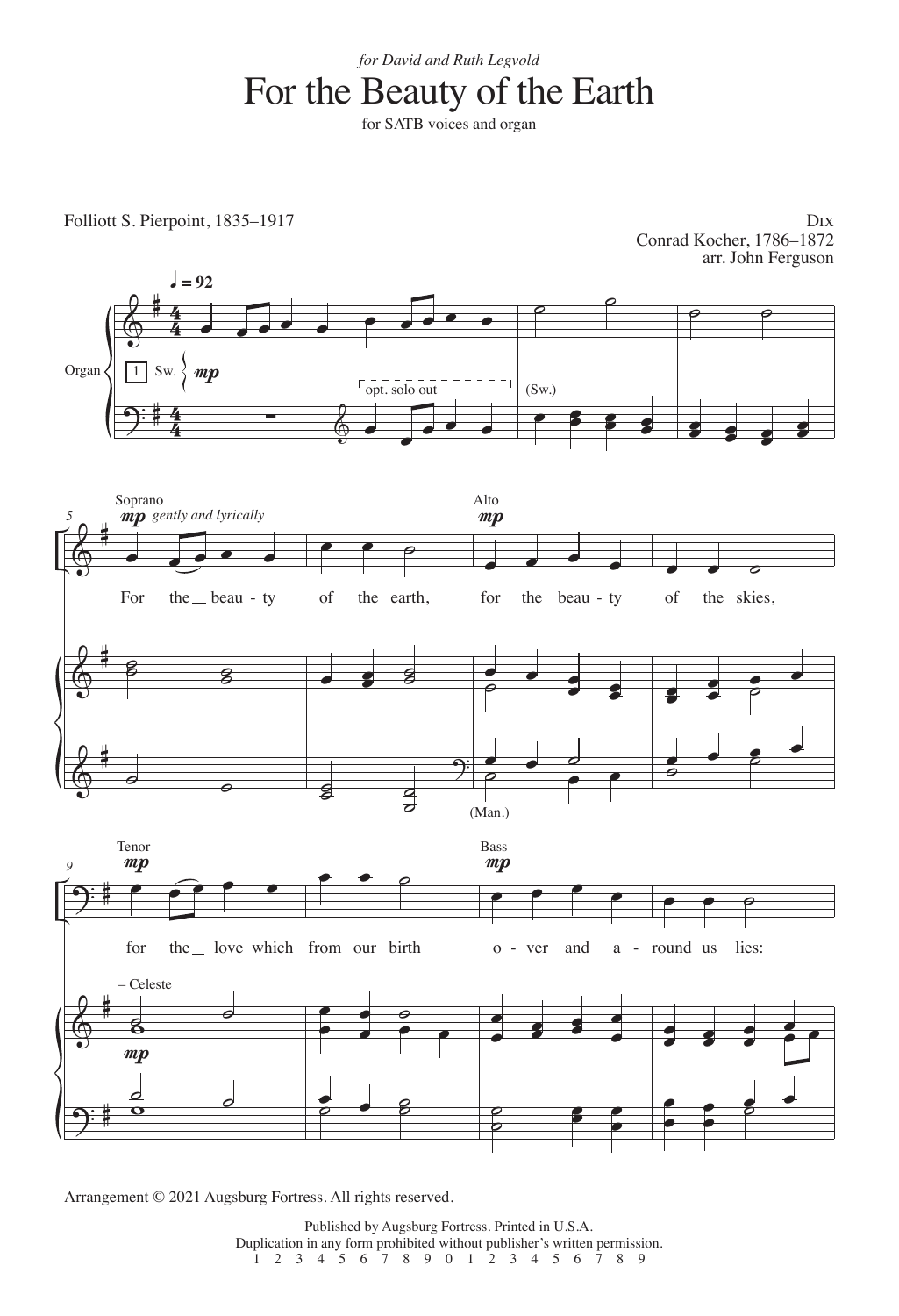*for David and Ruth Legvold*

# For the Beauty of the Earth

for SATB voices and organ

Folliott S. Pierpoint, 1835–1917

Dix
Conrad Kocher, 1786–1872
arr. John Ferguson

♩ = 92

Organ — Sw. *mp* — opt. solo out — (Sw.)

5 Soprano *mp gently and lyrically*
For the beau - ty of the earth,

Alto *mp*
for the beau - ty of the skies,

(Man.)

9 Tenor *mp*
for the love which from our birth

Bass *mp*
o - ver and a - round us lies:

– Celeste *mp*

Arrangement © 2021 Augsburg Fortress. All rights reserved.

Published by Augsburg Fortress. Printed in U.S.A.
Duplication in any form prohibited without publisher's written permission.
1 2 3 4 5 6 7 8 9 0 1 2 3 4 5 6 7 8 9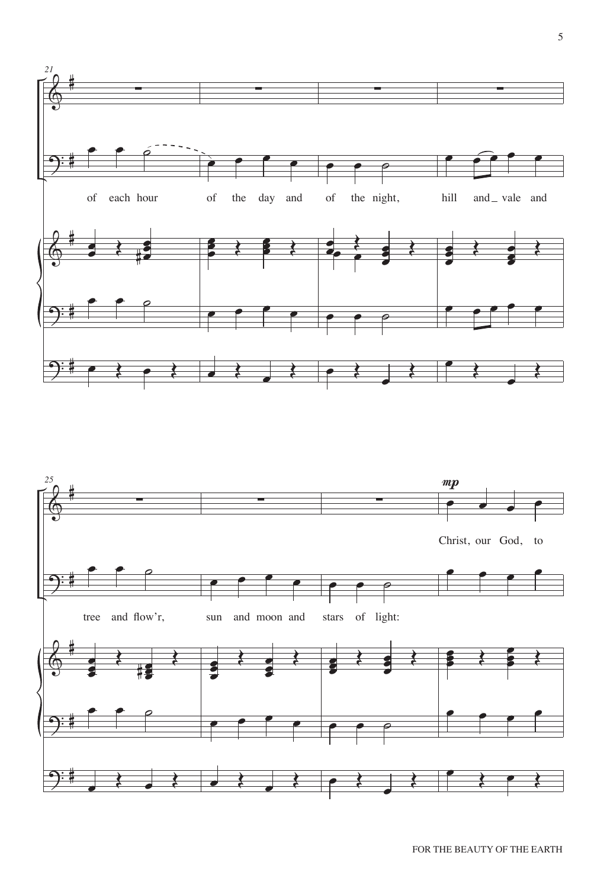21

of each hour of the day and of the night, hill and_ vale and

25

*mp*

Christ, our God, to

tree and flow'r, sun and moon and stars of light: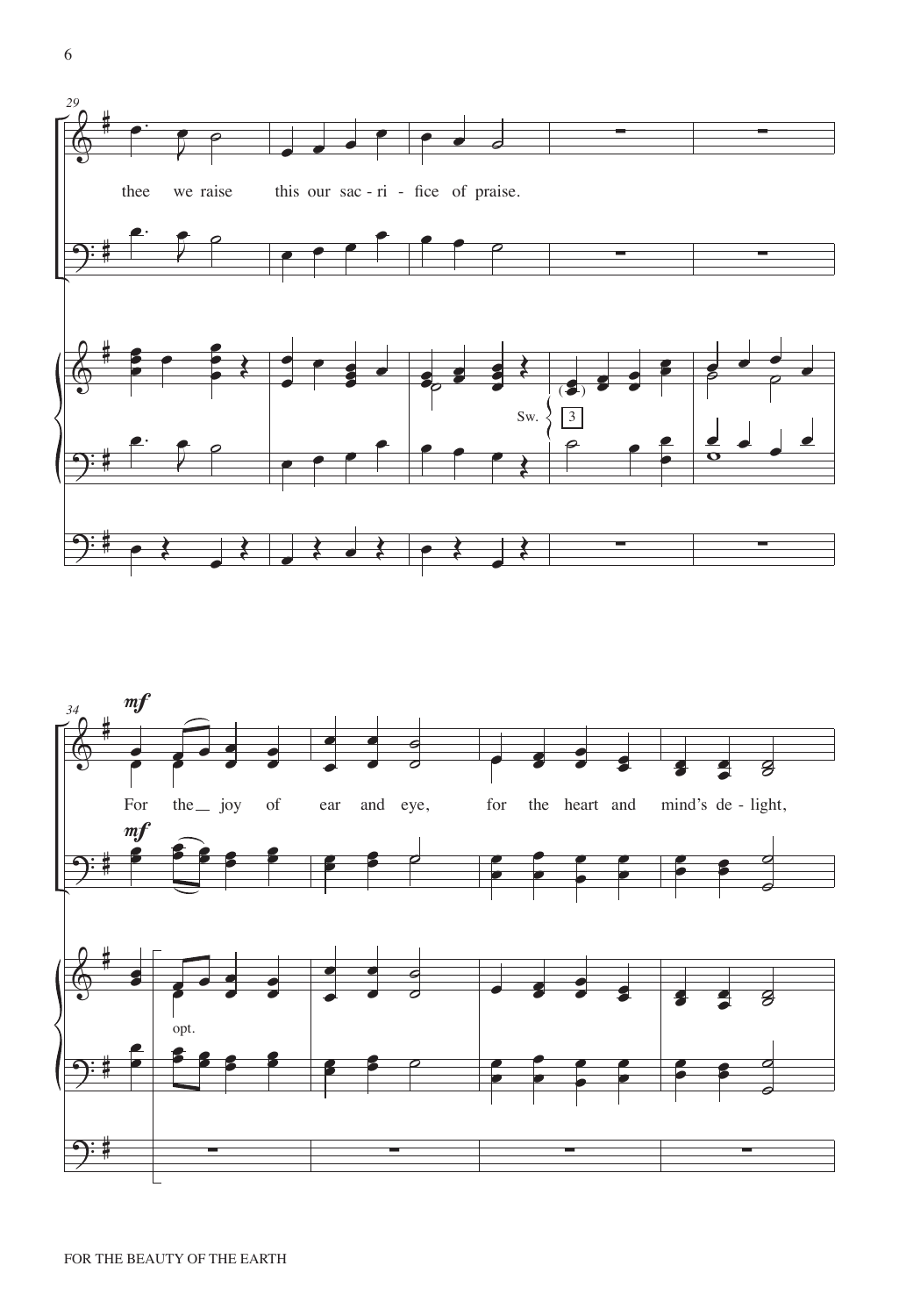29

thee we raise this our sac - ri - fice of praise.

Sw. 3

34

*mf*

For the joy of ear and eye, for the heart and mind's de - light,

*mf*

opt.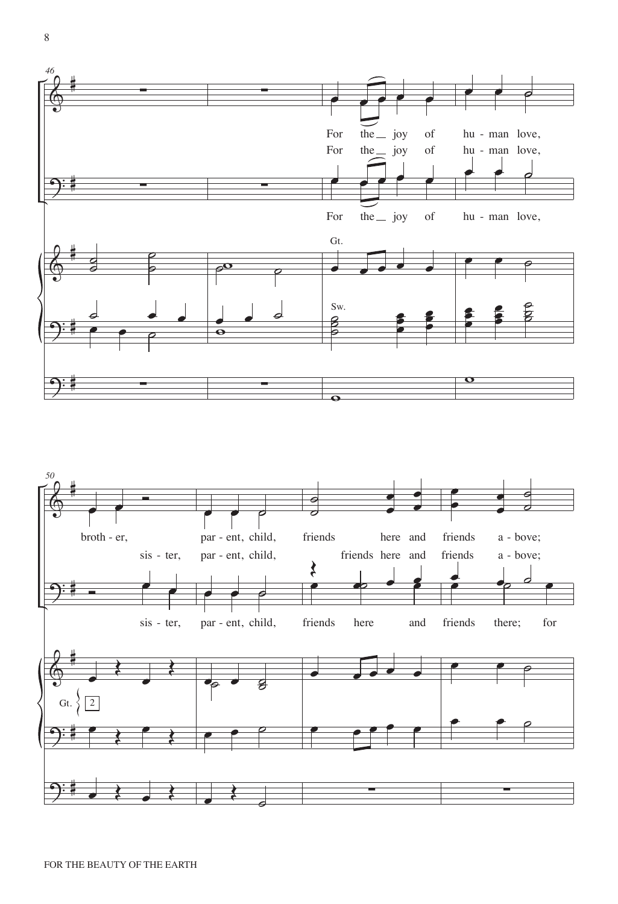46

For the joy of hu - man love,

For the joy of hu - man love,

For the joy of hu - man love,

Gt.

Sw.

50

broth - er, par - ent, child, friends here and friends a - bove;

sis - ter, par - ent, child, friends here and friends a - bove;

sis - ter, par - ent, child, friends here and friends there; for

Gt. 2